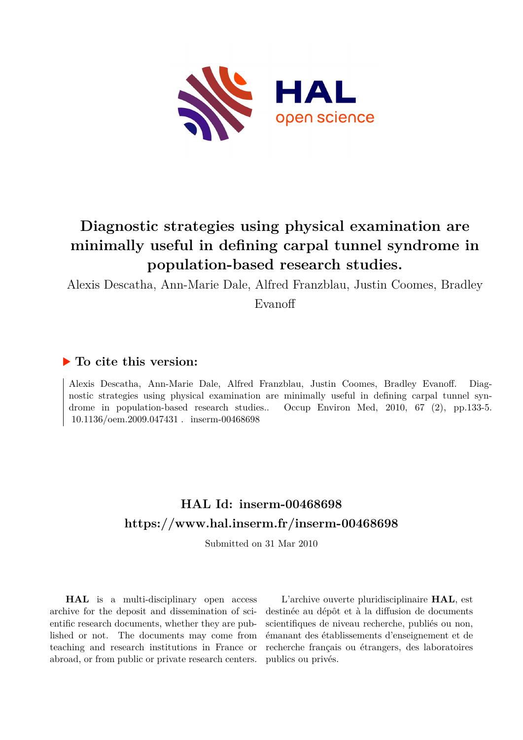# Diagnostic strategies using physical examination are minimally useful in defining carpal tunnel syndrome in population-based research studies.

Alexis Descatha, Ann-Marie Dale, Alfred Franzblau, Justin Coomes, Bradley Evanoff

## ▶ To cite this version:

Alexis Descatha, Ann-Marie Dale, Alfred Franzblau, Justin Coomes, Bradley Evanoff. Diagnostic strategies using physical examination are minimally useful in defining carpal tunnel syndrome in population-based research studies.. Occup Environ Med, 2010, 67 (2), pp.133-5. 10.1136/oem.2009.047431 . inserm-00468698

## HAL Id: inserm-00468698
## https://www.hal.inserm.fr/inserm-00468698

Submitted on 31 Mar 2010

**HAL** is a multi-disciplinary open access archive for the deposit and dissemination of scientific research documents, whether they are published or not. The documents may come from teaching and research institutions in France or abroad, or from public or private research centers.

L'archive ouverte pluridisciplinaire **HAL**, est destinée au dépôt et à la diffusion de documents scientifiques de niveau recherche, publiés ou non, émanant des établissements d'enseignement et de recherche français ou étrangers, des laboratoires publics ou privés.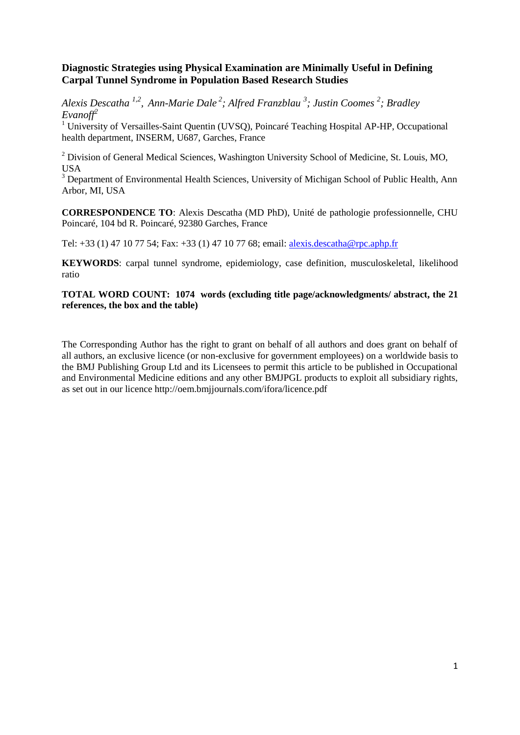# Diagnostic Strategies using Physical Examination are Minimally Useful in Defining Carpal Tunnel Syndrome in Population Based Research Studies

*Alexis Descatha* [1,2], *Ann-Marie Dale* [2]; *Alfred Franzblau* [3]; *Justin Coomes* [2]; *Bradley Evanoff* [2]

[1] University of Versailles-Saint Quentin (UVSQ), Poincaré Teaching Hospital AP-HP, Occupational health department, INSERM, U687, Garches, France

[2] Division of General Medical Sciences, Washington University School of Medicine, St. Louis, MO, USA

[3] Department of Environmental Health Sciences, University of Michigan School of Public Health, Ann Arbor, MI, USA

**CORRESPONDENCE TO**: Alexis Descatha (MD PhD), Unité de pathologie professionnelle, CHU Poincaré, 104 bd R. Poincaré, 92380 Garches, France

Tel: +33 (1) 47 10 77 54; Fax: +33 (1) 47 10 77 68; email: alexis.descatha@rpc.aphp.fr

**KEYWORDS**: carpal tunnel syndrome, epidemiology, case definition, musculoskeletal, likelihood ratio

**TOTAL WORD COUNT: 1074 words (excluding title page/acknowledgments/ abstract, the 21 references, the box and the table)**

The Corresponding Author has the right to grant on behalf of all authors and does grant on behalf of all authors, an exclusive licence (or non-exclusive for government employees) on a worldwide basis to the BMJ Publishing Group Ltd and its Licensees to permit this article to be published in Occupational and Environmental Medicine editions and any other BMJPGL products to exploit all subsidiary rights, as set out in our licence http://oem.bmjjournals.com/ifora/licence.pdf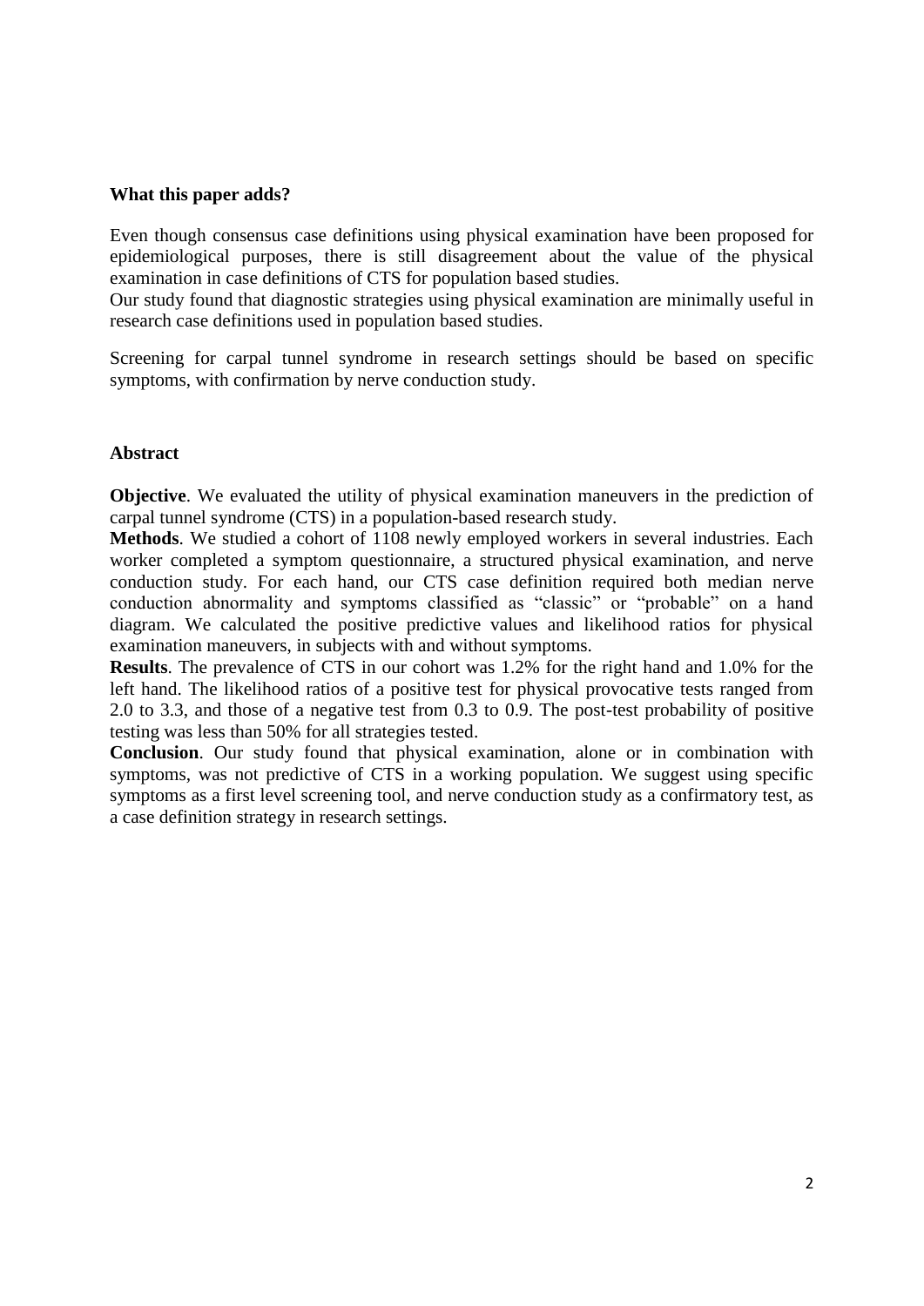**What this paper adds?**

Even though consensus case definitions using physical examination have been proposed for epidemiological purposes, there is still disagreement about the value of the physical examination in case definitions of CTS for population based studies.

Our study found that diagnostic strategies using physical examination are minimally useful in research case definitions used in population based studies.

Screening for carpal tunnel syndrome in research settings should be based on specific symptoms, with confirmation by nerve conduction study.

**Abstract**

**Objective**. We evaluated the utility of physical examination maneuvers in the prediction of carpal tunnel syndrome (CTS) in a population-based research study.

**Methods**. We studied a cohort of 1108 newly employed workers in several industries. Each worker completed a symptom questionnaire, a structured physical examination, and nerve conduction study. For each hand, our CTS case definition required both median nerve conduction abnormality and symptoms classified as "classic" or "probable" on a hand diagram. We calculated the positive predictive values and likelihood ratios for physical examination maneuvers, in subjects with and without symptoms.

**Results**. The prevalence of CTS in our cohort was 1.2% for the right hand and 1.0% for the left hand. The likelihood ratios of a positive test for physical provocative tests ranged from 2.0 to 3.3, and those of a negative test from 0.3 to 0.9. The post-test probability of positive testing was less than 50% for all strategies tested.

**Conclusion**. Our study found that physical examination, alone or in combination with symptoms, was not predictive of CTS in a working population. We suggest using specific symptoms as a first level screening tool, and nerve conduction study as a confirmatory test, as a case definition strategy in research settings.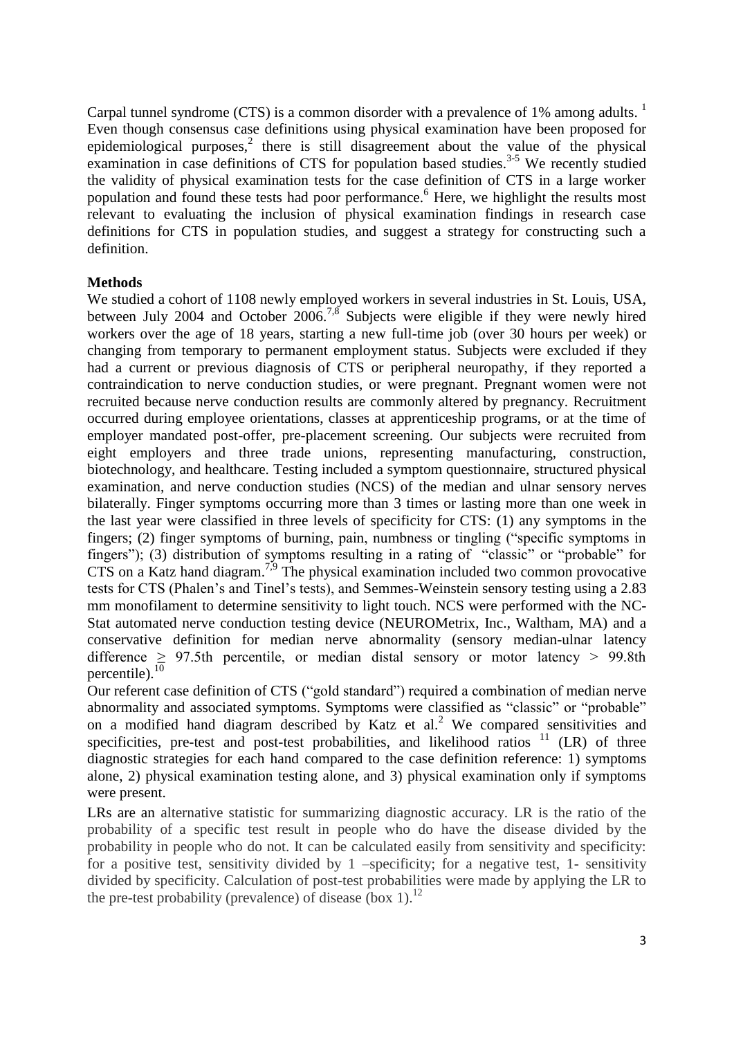Carpal tunnel syndrome (CTS) is a common disorder with a prevalence of 1% among adults. [1] Even though consensus case definitions using physical examination have been proposed for epidemiological purposes,[2] there is still disagreement about the value of the physical examination in case definitions of CTS for population based studies.[3-5] We recently studied the validity of physical examination tests for the case definition of CTS in a large worker population and found these tests had poor performance.[6] Here, we highlight the results most relevant to evaluating the inclusion of physical examination findings in research case definitions for CTS in population studies, and suggest a strategy for constructing such a definition.

## Methods

We studied a cohort of 1108 newly employed workers in several industries in St. Louis, USA, between July 2004 and October 2006.[7,8] Subjects were eligible if they were newly hired workers over the age of 18 years, starting a new full-time job (over 30 hours per week) or changing from temporary to permanent employment status. Subjects were excluded if they had a current or previous diagnosis of CTS or peripheral neuropathy, if they reported a contraindication to nerve conduction studies, or were pregnant. Pregnant women were not recruited because nerve conduction results are commonly altered by pregnancy. Recruitment occurred during employee orientations, classes at apprenticeship programs, or at the time of employer mandated post-offer, pre-placement screening. Our subjects were recruited from eight employers and three trade unions, representing manufacturing, construction, biotechnology, and healthcare. Testing included a symptom questionnaire, structured physical examination, and nerve conduction studies (NCS) of the median and ulnar sensory nerves bilaterally. Finger symptoms occurring more than 3 times or lasting more than one week in the last year were classified in three levels of specificity for CTS: (1) any symptoms in the fingers; (2) finger symptoms of burning, pain, numbness or tingling ("specific symptoms in fingers"); (3) distribution of symptoms resulting in a rating of "classic" or "probable" for CTS on a Katz hand diagram.[7,9] The physical examination included two common provocative tests for CTS (Phalen's and Tinel's tests), and Semmes-Weinstein sensory testing using a 2.83 mm monofilament to determine sensitivity to light touch. NCS were performed with the NC-Stat automated nerve conduction testing device (NEUROMetrix, Inc., Waltham, MA) and a conservative definition for median nerve abnormality (sensory median-ulnar latency difference $\geq$ 97.5th percentile, or median distal sensory or motor latency > 99.8th percentile).[10]

Our referent case definition of CTS ("gold standard") required a combination of median nerve abnormality and associated symptoms. Symptoms were classified as "classic" or "probable" on a modified hand diagram described by Katz et al.[2] We compared sensitivities and specificities, pre-test and post-test probabilities, and likelihood ratios [11] (LR) of three diagnostic strategies for each hand compared to the case definition reference: 1) symptoms alone, 2) physical examination testing alone, and 3) physical examination only if symptoms were present.

LRs are an alternative statistic for summarizing diagnostic accuracy. LR is the ratio of the probability of a specific test result in people who do have the disease divided by the probability in people who do not. It can be calculated easily from sensitivity and specificity: for a positive test, sensitivity divided by 1 –specificity; for a negative test, 1- sensitivity divided by specificity. Calculation of post-test probabilities were made by applying the LR to the pre-test probability (prevalence) of disease (box 1).[12]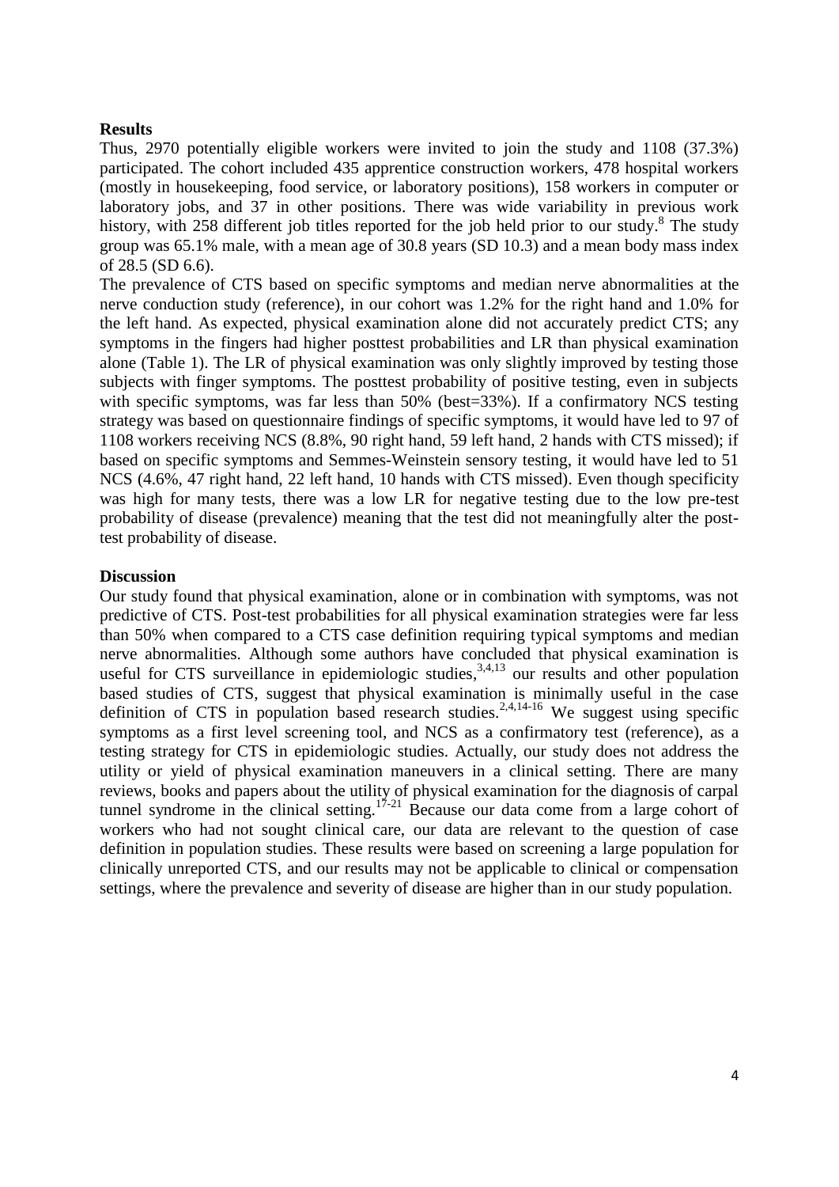## Results

Thus, 2970 potentially eligible workers were invited to join the study and 1108 (37.3%) participated. The cohort included 435 apprentice construction workers, 478 hospital workers (mostly in housekeeping, food service, or laboratory positions), 158 workers in computer or laboratory jobs, and 37 in other positions. There was wide variability in previous work history, with 258 different job titles reported for the job held prior to our study.[8] The study group was 65.1% male, with a mean age of 30.8 years (SD 10.3) and a mean body mass index of 28.5 (SD 6.6).

The prevalence of CTS based on specific symptoms and median nerve abnormalities at the nerve conduction study (reference), in our cohort was 1.2% for the right hand and 1.0% for the left hand. As expected, physical examination alone did not accurately predict CTS; any symptoms in the fingers had higher posttest probabilities and LR than physical examination alone (Table 1). The LR of physical examination was only slightly improved by testing those subjects with finger symptoms. The posttest probability of positive testing, even in subjects with specific symptoms, was far less than 50% (best=33%). If a confirmatory NCS testing strategy was based on questionnaire findings of specific symptoms, it would have led to 97 of 1108 workers receiving NCS (8.8%, 90 right hand, 59 left hand, 2 hands with CTS missed); if based on specific symptoms and Semmes-Weinstein sensory testing, it would have led to 51 NCS (4.6%, 47 right hand, 22 left hand, 10 hands with CTS missed). Even though specificity was high for many tests, there was a low LR for negative testing due to the low pre-test probability of disease (prevalence) meaning that the test did not meaningfully alter the post-test probability of disease.

## Discussion

Our study found that physical examination, alone or in combination with symptoms, was not predictive of CTS. Post-test probabilities for all physical examination strategies were far less than 50% when compared to a CTS case definition requiring typical symptoms and median nerve abnormalities. Although some authors have concluded that physical examination is useful for CTS surveillance in epidemiologic studies,[3,4,13] our results and other population based studies of CTS, suggest that physical examination is minimally useful in the case definition of CTS in population based research studies.[2,4,14-16] We suggest using specific symptoms as a first level screening tool, and NCS as a confirmatory test (reference), as a testing strategy for CTS in epidemiologic studies. Actually, our study does not address the utility or yield of physical examination maneuvers in a clinical setting. There are many reviews, books and papers about the utility of physical examination for the diagnosis of carpal tunnel syndrome in the clinical setting.[17-21] Because our data come from a large cohort of workers who had not sought clinical care, our data are relevant to the question of case definition in population studies. These results were based on screening a large population for clinically unreported CTS, and our results may not be applicable to clinical or compensation settings, where the prevalence and severity of disease are higher than in our study population.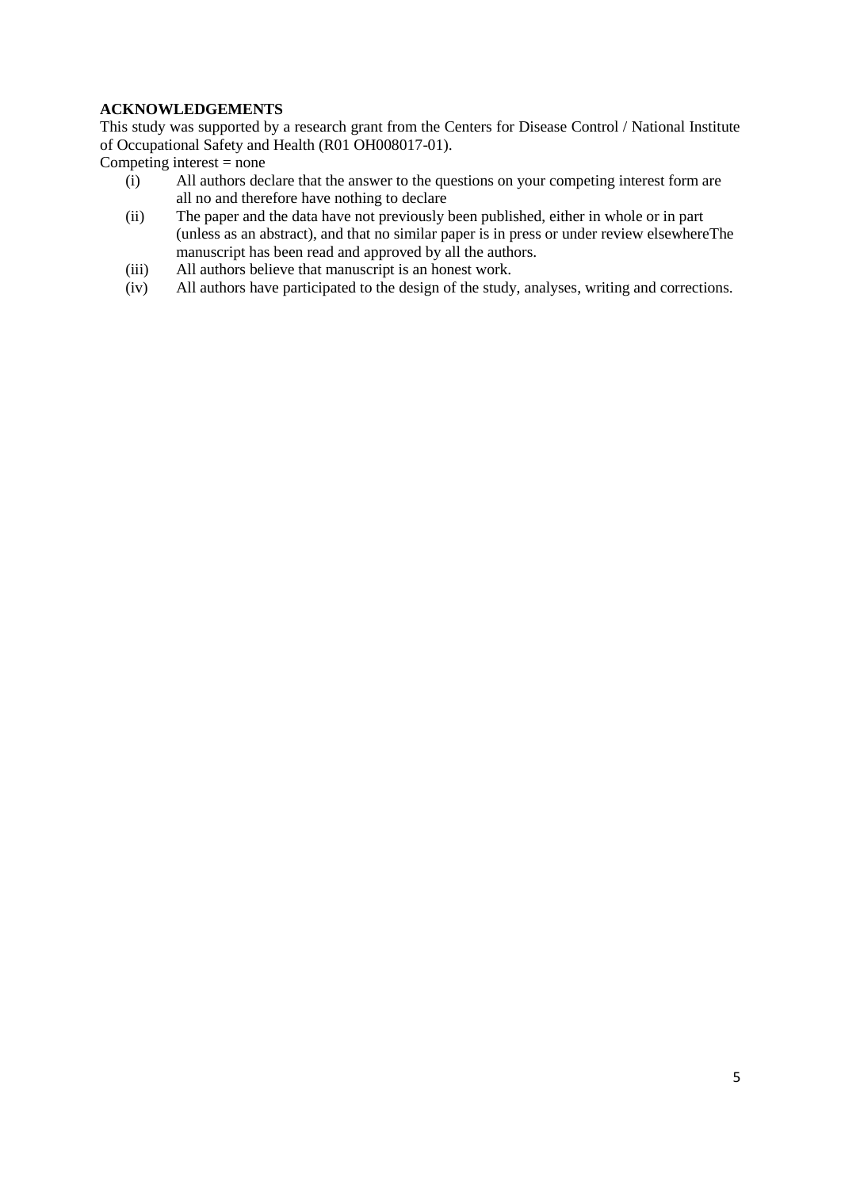## ACKNOWLEDGEMENTS

This study was supported by a research grant from the Centers for Disease Control / National Institute of Occupational Safety and Health (R01 OH008017-01).

Competing interest = none

(i) All authors declare that the answer to the questions on your competing interest form are all no and therefore have nothing to declare

(ii) The paper and the data have not previously been published, either in whole or in part (unless as an abstract), and that no similar paper is in press or under review elsewhereThe manuscript has been read and approved by all the authors.

(iii) All authors believe that manuscript is an honest work.

(iv) All authors have participated to the design of the study, analyses, writing and corrections.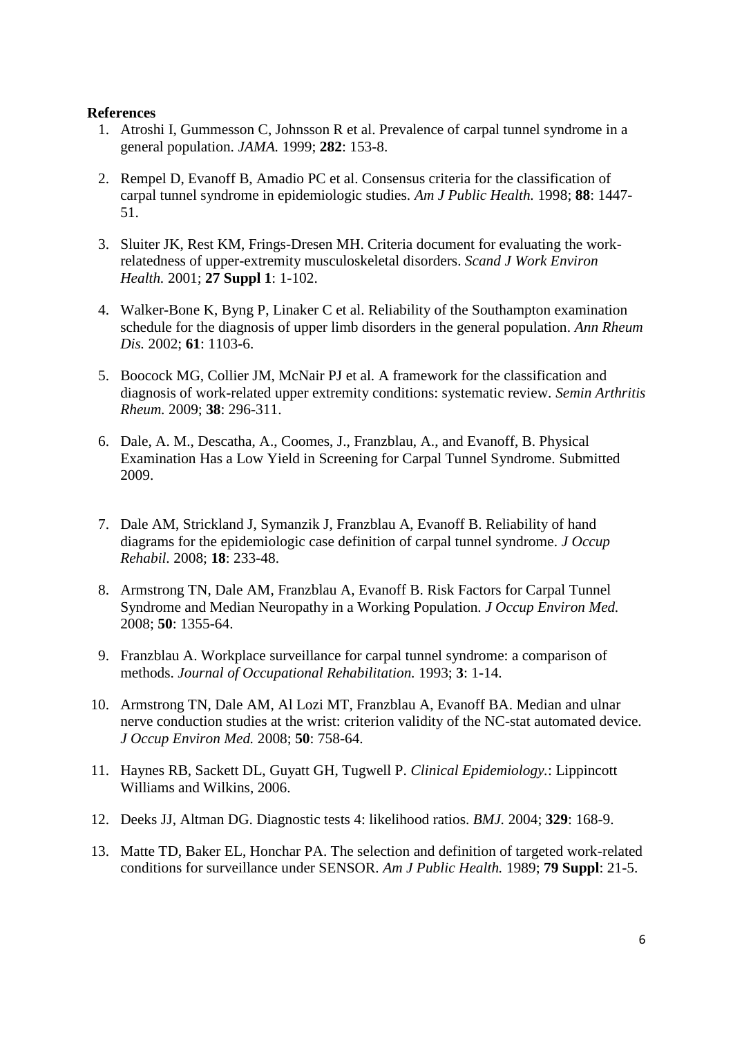**References**

1. Atroshi I, Gummesson C, Johnsson R et al. Prevalence of carpal tunnel syndrome in a general population. *JAMA.* 1999; **282**: 153-8.

2. Rempel D, Evanoff B, Amadio PC et al. Consensus criteria for the classification of carpal tunnel syndrome in epidemiologic studies. *Am J Public Health.* 1998; **88**: 1447-51.

3. Sluiter JK, Rest KM, Frings-Dresen MH. Criteria document for evaluating the work-relatedness of upper-extremity musculoskeletal disorders. *Scand J Work Environ Health.* 2001; **27 Suppl 1**: 1-102.

4. Walker-Bone K, Byng P, Linaker C et al. Reliability of the Southampton examination schedule for the diagnosis of upper limb disorders in the general population. *Ann Rheum Dis.* 2002; **61**: 1103-6.

5. Boocock MG, Collier JM, McNair PJ et al. A framework for the classification and diagnosis of work-related upper extremity conditions: systematic review. *Semin Arthritis Rheum.* 2009; **38**: 296-311.

6. Dale, A. M., Descatha, A., Coomes, J., Franzblau, A., and Evanoff, B. Physical Examination Has a Low Yield in Screening for Carpal Tunnel Syndrome. Submitted 2009.

7. Dale AM, Strickland J, Symanzik J, Franzblau A, Evanoff B. Reliability of hand diagrams for the epidemiologic case definition of carpal tunnel syndrome. *J Occup Rehabil.* 2008; **18**: 233-48.

8. Armstrong TN, Dale AM, Franzblau A, Evanoff B. Risk Factors for Carpal Tunnel Syndrome and Median Neuropathy in a Working Population. *J Occup Environ Med.* 2008; **50**: 1355-64.

9. Franzblau A. Workplace surveillance for carpal tunnel syndrome: a comparison of methods. *Journal of Occupational Rehabilitation.* 1993; **3**: 1-14.

10. Armstrong TN, Dale AM, Al Lozi MT, Franzblau A, Evanoff BA. Median and ulnar nerve conduction studies at the wrist: criterion validity of the NC-stat automated device. *J Occup Environ Med.* 2008; **50**: 758-64.

11. Haynes RB, Sackett DL, Guyatt GH, Tugwell P. *Clinical Epidemiology.*: Lippincott Williams and Wilkins, 2006.

12. Deeks JJ, Altman DG. Diagnostic tests 4: likelihood ratios. *BMJ.* 2004; **329**: 168-9.

13. Matte TD, Baker EL, Honchar PA. The selection and definition of targeted work-related conditions for surveillance under SENSOR. *Am J Public Health.* 1989; **79 Suppl**: 21-5.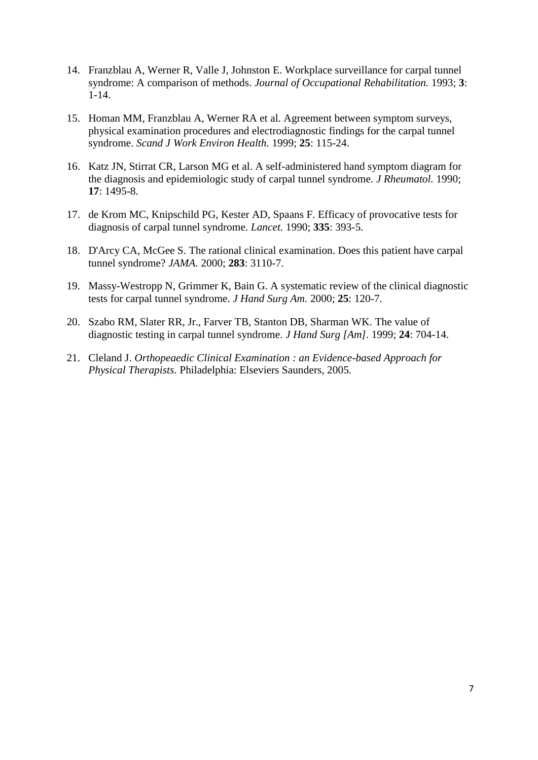14. Franzblau A, Werner R, Valle J, Johnston E. Workplace surveillance for carpal tunnel syndrome: A comparison of methods. *Journal of Occupational Rehabilitation.* 1993; **3**: 1-14.

15. Homan MM, Franzblau A, Werner RA et al. Agreement between symptom surveys, physical examination procedures and electrodiagnostic findings for the carpal tunnel syndrome. *Scand J Work Environ Health.* 1999; **25**: 115-24.

16. Katz JN, Stirrat CR, Larson MG et al. A self-administered hand symptom diagram for the diagnosis and epidemiologic study of carpal tunnel syndrome. *J Rheumatol.* 1990; **17**: 1495-8.

17. de Krom MC, Knipschild PG, Kester AD, Spaans F. Efficacy of provocative tests for diagnosis of carpal tunnel syndrome. *Lancet.* 1990; **335**: 393-5.

18. D'Arcy CA, McGee S. The rational clinical examination. Does this patient have carpal tunnel syndrome? *JAMA.* 2000; **283**: 3110-7.

19. Massy-Westropp N, Grimmer K, Bain G. A systematic review of the clinical diagnostic tests for carpal tunnel syndrome. *J Hand Surg Am.* 2000; **25**: 120-7.

20. Szabo RM, Slater RR, Jr., Farver TB, Stanton DB, Sharman WK. The value of diagnostic testing in carpal tunnel syndrome. *J Hand Surg [Am]*. 1999; **24**: 704-14.

21. Cleland J. *Orthopeaedic Clinical Examination : an Evidence-based Approach for Physical Therapists.* Philadelphia: Elseviers Saunders, 2005.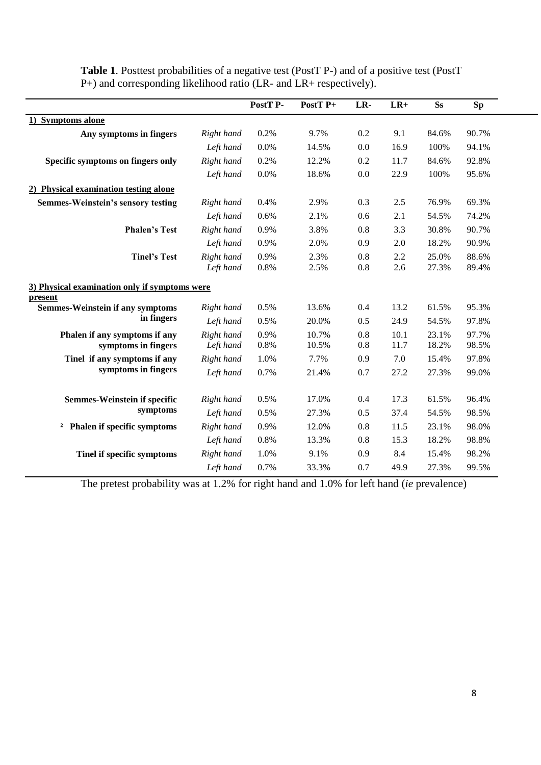**Table 1**. Posttest probabilities of a negative test (PostT P-) and of a positive test (PostT P+) and corresponding likelihood ratio (LR- and LR+ respectively).

| | | PostT P- | PostT P+ | LR- | LR+ | Ss | Sp |
|---|---|---|---|---|---|---|---|
| **1) Symptoms alone** | | | | | | | |
| **Any symptoms in fingers** | *Right hand* | 0.2% | 9.7% | 0.2 | 9.1 | 84.6% | 90.7% |
| | *Left hand* | 0.0% | 14.5% | 0.0 | 16.9 | 100% | 94.1% |
| **Specific symptoms on fingers only** | *Right hand* | 0.2% | 12.2% | 0.2 | 11.7 | 84.6% | 92.8% |
| | *Left hand* | 0.0% | 18.6% | 0.0 | 22.9 | 100% | 95.6% |
| **2) Physical examination testing alone** | | | | | | | |
| **Semmes-Weinstein's sensory testing** | *Right hand* | 0.4% | 2.9% | 0.3 | 2.5 | 76.9% | 69.3% |
| | *Left hand* | 0.6% | 2.1% | 0.6 | 2.1 | 54.5% | 74.2% |
| **Phalen's Test** | *Right hand* | 0.9% | 3.8% | 0.8 | 3.3 | 30.8% | 90.7% |
| | *Left hand* | 0.9% | 2.0% | 0.9 | 2.0 | 18.2% | 90.9% |
| **Tinel's Test** | *Right hand* | 0.9% | 2.3% | 0.8 | 2.2 | 25.0% | 88.6% |
| | *Left hand* | 0.8% | 2.5% | 0.8 | 2.6 | 27.3% | 89.4% |
| **3) Physical examination only if symptoms were present** | | | | | | | |
| **Semmes-Weinstein if any symptoms in fingers** | *Right hand* | 0.5% | 13.6% | 0.4 | 13.2 | 61.5% | 95.3% |
| | *Left hand* | 0.5% | 20.0% | 0.5 | 24.9 | 54.5% | 97.8% |
| **Phalen if any symptoms if any symptoms in fingers** | *Right hand* | 0.9% | 10.7% | 0.8 | 10.1 | 23.1% | 97.7% |
| | *Left hand* | 0.8% | 10.5% | 0.8 | 11.7 | 18.2% | 98.5% |
| **Tinel if any symptoms if any symptoms in fingers** | *Right hand* | 1.0% | 7.7% | 0.9 | 7.0 | 15.4% | 97.8% |
| | *Left hand* | 0.7% | 21.4% | 0.7 | 27.2 | 27.3% | 99.0% |
| **Semmes-Weinstein if specific symptoms** | *Right hand* | 0.5% | 17.0% | 0.4 | 17.3 | 61.5% | 96.4% |
| | *Left hand* | 0.5% | 27.3% | 0.5 | 37.4 | 54.5% | 98.5% |
| ² **Phalen if specific symptoms** | *Right hand* | 0.9% | 12.0% | 0.8 | 11.5 | 23.1% | 98.0% |
| | *Left hand* | 0.8% | 13.3% | 0.8 | 15.3 | 18.2% | 98.8% |
| **Tinel if specific symptoms** | *Right hand* | 1.0% | 9.1% | 0.9 | 8.4 | 15.4% | 98.2% |
| | *Left hand* | 0.7% | 33.3% | 0.7 | 49.9 | 27.3% | 99.5% |

The pretest probability was at 1.2% for right hand and 1.0% for left hand (*ie* prevalence)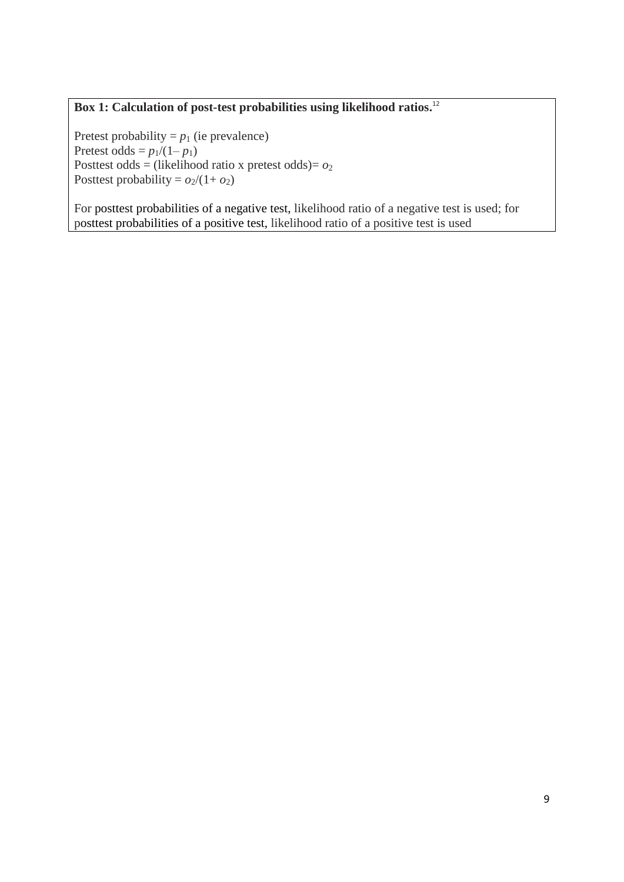**Box 1: Calculation of post-test probabilities using likelihood ratios.**[12]

Pretest probability = $p_1$ (ie prevalence)
Pretest odds = $p_1/(1 - p_1)$
Posttest odds = (likelihood ratio x pretest odds)= $o_2$
Posttest probability = $o_2/(1 + o_2)$

For posttest probabilities of a negative test, likelihood ratio of a negative test is used; for posttest probabilities of a positive test, likelihood ratio of a positive test is used